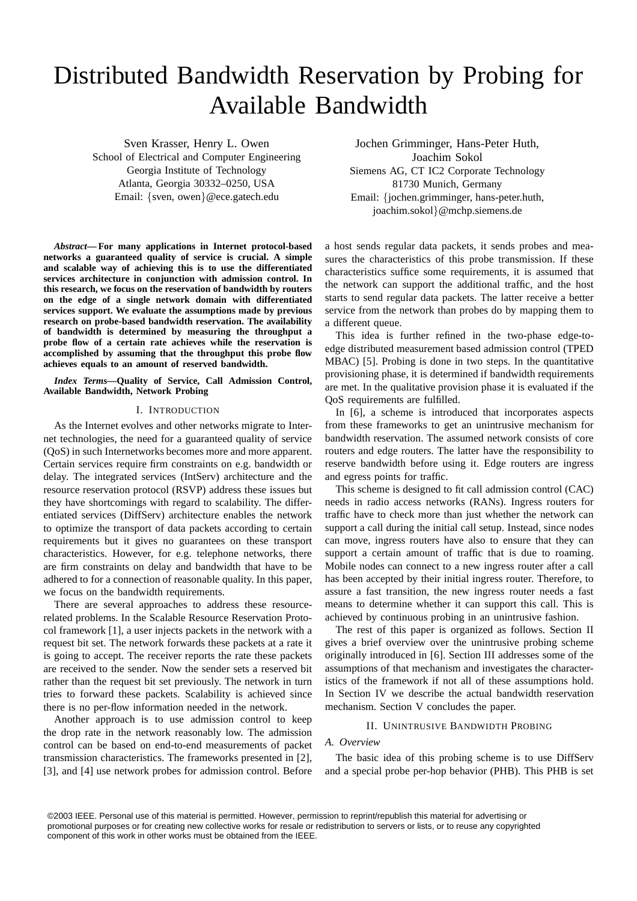# Distributed Bandwidth Reservation by Probing for Available Bandwidth

Sven Krasser, Henry L. Owen
School of Electrical and Computer Engineering
Georgia Institute of Technology
Atlanta, Georgia 30332–0250, USA
Email: {sven, owen}@ece.gatech.edu

Jochen Grimminger, Hans-Peter Huth, Joachim Sokol
Siemens AG, CT IC2 Corporate Technology
81730 Munich, Germany
Email: {jochen.grimminger, hans-peter.huth, joachim.sokol}@mchp.siemens.de

***Abstract*— For many applications in Internet protocol-based networks a guaranteed quality of service is crucial. A simple and scalable way of achieving this is to use the differentiated services architecture in conjunction with admission control. In this research, we focus on the reservation of bandwidth by routers on the edge of a single network domain with differentiated services support. We evaluate the assumptions made by previous research on probe-based bandwidth reservation. The availability of bandwidth is determined by measuring the throughput a probe flow of a certain rate achieves while the reservation is accomplished by assuming that the throughput this probe flow achieves equals to an amount of reserved bandwidth.**

***Index Terms*—Quality of Service, Call Admission Control, Available Bandwidth, Network Probing**

## I. Introduction

As the Internet evolves and other networks migrate to Internet technologies, the need for a guaranteed quality of service (QoS) in such Internetworks becomes more and more apparent. Certain services require firm constraints on e.g. bandwidth or delay. The integrated services (IntServ) architecture and the resource reservation protocol (RSVP) address these issues but they have shortcomings with regard to scalability. The differentiated services (DiffServ) architecture enables the network to optimize the transport of data packets according to certain requirements but it gives no guarantees on these transport characteristics. However, for e.g. telephone networks, there are firm constraints on delay and bandwidth that have to be adhered to for a connection of reasonable quality. In this paper, we focus on the bandwidth requirements.

There are several approaches to address these resource-related problems. In the Scalable Resource Reservation Protocol framework [1], a user injects packets in the network with a request bit set. The network forwards these packets at a rate it is going to accept. The receiver reports the rate these packets are received to the sender. Now the sender sets a reserved bit rather than the request bit set previously. The network in turn tries to forward these packets. Scalability is achieved since there is no per-flow information needed in the network.

Another approach is to use admission control to keep the drop rate in the network reasonably low. The admission control can be based on end-to-end measurements of packet transmission characteristics. The frameworks presented in [2], [3], and [4] use network probes for admission control. Before a host sends regular data packets, it sends probes and measures the characteristics of this probe transmission. If these characteristics suffice some requirements, it is assumed that the network can support the additional traffic, and the host starts to send regular data packets. The latter receive a better service from the network than probes do by mapping them to a different queue.

This idea is further refined in the two-phase edge-to-edge distributed measurement based admission control (TPED MBAC) [5]. Probing is done in two steps. In the quantitative provisioning phase, it is determined if bandwidth requirements are met. In the qualitative provision phase it is evaluated if the QoS requirements are fulfilled.

In [6], a scheme is introduced that incorporates aspects from these frameworks to get an unintrusive mechanism for bandwidth reservation. The assumed network consists of core routers and edge routers. The latter have the responsibility to reserve bandwidth before using it. Edge routers are ingress and egress points for traffic.

This scheme is designed to fit call admission control (CAC) needs in radio access networks (RANs). Ingress routers for traffic have to check more than just whether the network can support a call during the initial call setup. Instead, since nodes can move, ingress routers have also to ensure that they can support a certain amount of traffic that is due to roaming. Mobile nodes can connect to a new ingress router after a call has been accepted by their initial ingress router. Therefore, to assure a fast transition, the new ingress router needs a fast means to determine whether it can support this call. This is achieved by continuous probing in an unintrusive fashion.

The rest of this paper is organized as follows. Section II gives a brief overview over the unintrusive probing scheme originally introduced in [6]. Section III addresses some of the assumptions of that mechanism and investigates the characteristics of the framework if not all of these assumptions hold. In Section IV we describe the actual bandwidth reservation mechanism. Section V concludes the paper.

## II. Unintrusive Bandwidth Probing

### A. Overview

The basic idea of this probing scheme is to use DiffServ and a special probe per-hop behavior (PHB). This PHB is set

©2003 IEEE. Personal use of this material is permitted. However, permission to reprint/republish this material for advertising or promotional purposes or for creating new collective works for resale or redistribution to servers or lists, or to reuse any copyrighted component of this work in other works must be obtained from the IEEE.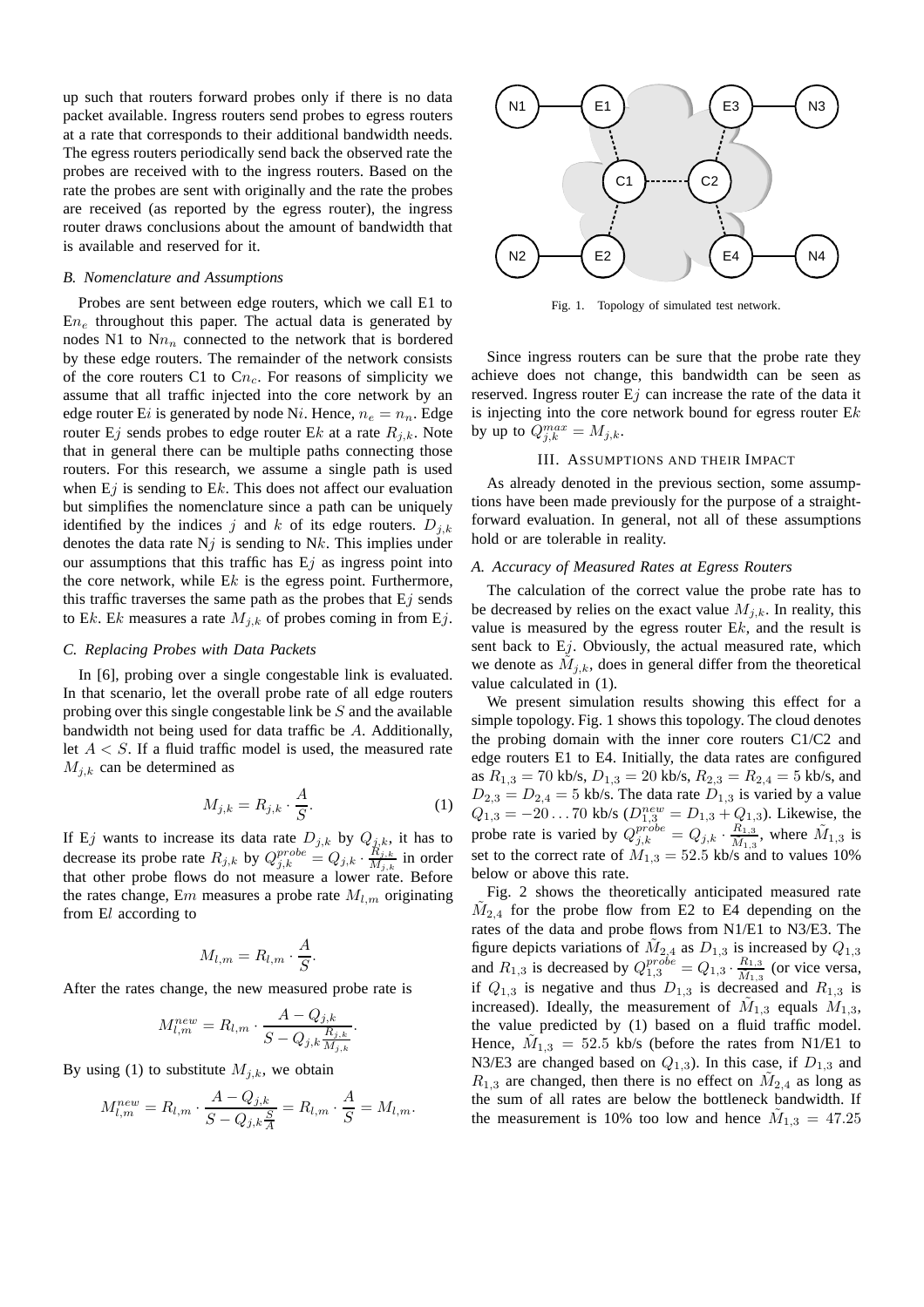up such that routers forward probes only if there is no data packet available. Ingress routers send probes to egress routers at a rate that corresponds to their additional bandwidth needs. The egress routers periodically send back the observed rate the probes are received with to the ingress routers. Based on the rate the probes are sent with originally and the rate the probes are received (as reported by the egress router), the ingress router draws conclusions about the amount of bandwidth that is available and reserved for it.

### *B. Nomenclature and Assumptions*

Probes are sent between edge routers, which we call E1 to E$n_e$ throughout this paper. The actual data is generated by nodes N1 to N$n_n$ connected to the network that is bordered by these edge routers. The remainder of the network consists of the core routers C1 to C$n_c$. For reasons of simplicity we assume that all traffic injected into the core network by an edge router E$i$ is generated by node N$i$. Hence, $n_e = n_n$. Edge router E$j$ sends probes to edge router E$k$ at a rate $R_{j,k}$. Note that in general there can be multiple paths connecting those routers. For this research, we assume a single path is used when E$j$ is sending to E$k$. This does not affect our evaluation but simplifies the nomenclature since a path can be uniquely identified by the indices $j$ and $k$ of its edge routers. $D_{j,k}$ denotes the data rate N$j$ is sending to N$k$. This implies under our assumptions that this traffic has E$j$ as ingress point into the core network, while E$k$ is the egress point. Furthermore, this traffic traverses the same path as the probes that E$j$ sends to E$k$. E$k$ measures a rate $M_{j,k}$ of probes coming in from E$j$.

### *C. Replacing Probes with Data Packets*

In [6], probing over a single congestable link is evaluated. In that scenario, let the overall probe rate of all edge routers probing over this single congestable link be $S$ and the available bandwidth not being used for data traffic be $A$. Additionally, let $A < S$. If a fluid traffic model is used, the measured rate $M_{j,k}$ can be determined as

$$M_{j,k} = R_{j,k} \cdot \frac{A}{S}. \tag{1}$$

If E$j$ wants to increase its data rate $D_{j,k}$ by $Q_{j,k}$, it has to decrease its probe rate $R_{j,k}$ by $Q_{j,k}^{probe} = Q_{j,k} \cdot \frac{R_{j,k}}{M_{j,k}}$ in order that other probe flows do not measure a lower rate. Before the rates change, E$m$ measures a probe rate $M_{l,m}$ originating from E$l$ according to

$$M_{l,m} = R_{l,m} \cdot \frac{A}{S}.$$

After the rates change, the new measured probe rate is

$$M_{l,m}^{new} = R_{l,m} \cdot \frac{A - Q_{j,k}}{S - Q_{j,k}\frac{R_{j,k}}{M_{j,k}}}.$$

By using (1) to substitute $M_{j,k}$, we obtain

$$M_{l,m}^{new} = R_{l,m} \cdot \frac{A - Q_{j,k}}{S - Q_{j,k}\frac{S}{A}} = R_{l,m} \cdot \frac{A}{S} = M_{l,m}.$$

Fig. 1. Topology of simulated test network.

Since ingress routers can be sure that the probe rate they achieve does not change, this bandwidth can be seen as reserved. Ingress router E$j$ can increase the rate of the data it is injecting into the core network bound for egress router E$k$ by up to $Q_{j,k}^{max} = M_{j,k}$.

## III. Assumptions and their Impact

As already denoted in the previous section, some assumptions have been made previously for the purpose of a straightforward evaluation. In general, not all of these assumptions hold or are tolerable in reality.

### *A. Accuracy of Measured Rates at Egress Routers*

The calculation of the correct value the probe rate has to be decreased by relies on the exact value $M_{j,k}$. In reality, this value is measured by the egress router E$k$, and the result is sent back to E$j$. Obviously, the actual measured rate, which we denote as $\tilde{M}_{j,k}$, does in general differ from the theoretical value calculated in (1).

We present simulation results showing this effect for a simple topology. Fig. 1 shows this topology. The cloud denotes the probing domain with the inner core routers C1/C2 and edge routers E1 to E4. Initially, the data rates are configured as $R_{1,3} = 70$ kb/s, $D_{1,3} = 20$ kb/s, $R_{2,3} = R_{2,4} = 5$ kb/s, and $D_{2,3} = D_{2,4} = 5$ kb/s. The data rate $D_{1,3}$ is varied by a value $Q_{1,3} = -20 \ldots 70$ kb/s ($D_{1,3}^{new} = D_{1,3} + Q_{1,3}$). Likewise, the probe rate is varied by $Q_{j,k}^{probe} = Q_{j,k} \cdot \frac{R_{1,3}}{\tilde{M}_{1,3}}$, where $\tilde{M}_{1,3}$ is set to the correct rate of $M_{1,3} = 52.5$ kb/s and to values 10% below or above this rate.

Fig. 2 shows the theoretically anticipated measured rate $\tilde{M}_{2,4}$ for the probe flow from E2 to E4 depending on the rates of the data and probe flows from N1/E1 to N3/E3. The figure depicts variations of $\tilde{M}_{2,4}$ as $D_{1,3}$ is increased by $Q_{1,3}$ and $R_{1,3}$ is decreased by $Q_{1,3}^{probe} = Q_{1,3} \cdot \frac{R_{1,3}}{\tilde{M}_{1,3}}$ (or vice versa, if $Q_{1,3}$ is negative and thus $D_{1,3}$ is decreased and $R_{1,3}$ is increased). Ideally, the measurement of $\tilde{M}_{1,3}$ equals $M_{1,3}$, the value predicted by (1) based on a fluid traffic model. Hence, $\tilde{M}_{1,3} = 52.5$ kb/s (before the rates from N1/E1 to N3/E3 are changed based on $Q_{1,3}$). In this case, if $D_{1,3}$ and $R_{1,3}$ are changed, then there is no effect on $\tilde{M}_{2,4}$ as long as the sum of all rates are below the bottleneck bandwidth. If the measurement is 10% too low and hence $\tilde{M}_{1,3} = 47.25$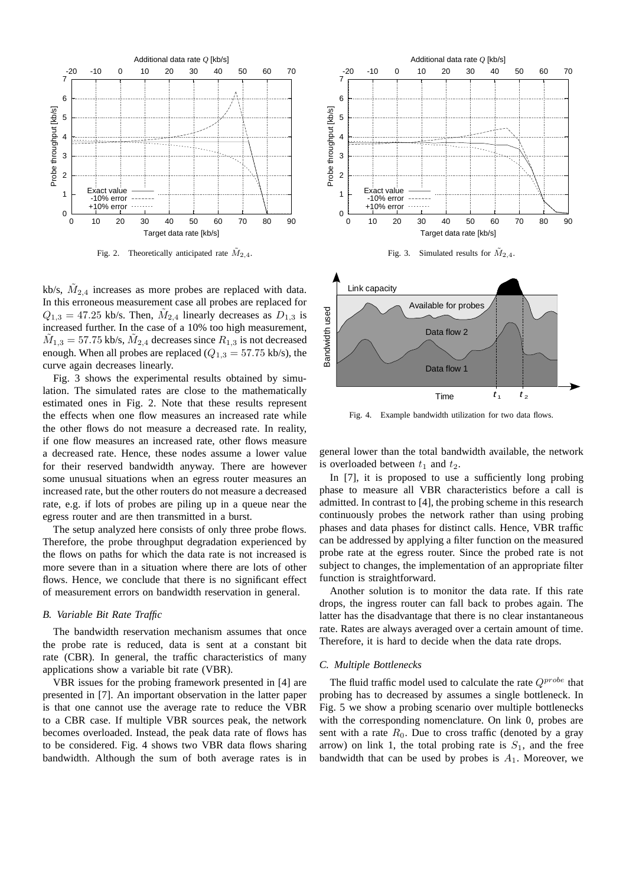Fig. 2. Theoretically anticipated rate $\tilde{M}_{2,4}$.

Fig. 3. Simulated results for $\tilde{M}_{2,4}$.

kb/s, $\tilde{M}_{2,4}$ increases as more probes are replaced with data. In this erroneous measurement case all probes are replaced for $Q_{1,3} = 47.25$ kb/s. Then, $\tilde{M}_{2,4}$ linearly decreases as $D_{1,3}$ is increased further. In the case of a 10% too high measurement, $\tilde{M}_{1,3} = 57.75$ kb/s, $\tilde{M}_{2,4}$ decreases since $R_{1,3}$ is not decreased enough. When all probes are replaced ($Q_{1,3} = 57.75$ kb/s), the curve again decreases linearly.

Fig. 3 shows the experimental results obtained by simulation. The simulated rates are close to the mathematically estimated ones in Fig. 2. Note that these results represent the effects when one flow measures an increased rate while the other flows do not measure a decreased rate. In reality, if one flow measures an increased rate, other flows measure a decreased rate. Hence, these nodes assume a lower value for their reserved bandwidth anyway. There are however some unusual situations when an egress router measures an increased rate, but the other routers do not measure a decreased rate, e.g. if lots of probes are piling up in a queue near the egress router and are then transmitted in a burst.

The setup analyzed here consists of only three probe flows. Therefore, the probe throughput degradation experienced by the flows on paths for which the data rate is not increased is more severe than in a situation where there are lots of other flows. Hence, we conclude that there is no significant effect of measurement errors on bandwidth reservation in general.

### B. Variable Bit Rate Traffic

The bandwidth reservation mechanism assumes that once the probe rate is reduced, data is sent at a constant bit rate (CBR). In general, the traffic characteristics of many applications show a variable bit rate (VBR).

VBR issues for the probing framework presented in [4] are presented in [7]. An important observation in the latter paper is that one cannot use the average rate to reduce the VBR to a CBR case. If multiple VBR sources peak, the network becomes overloaded. Instead, the peak data rate of flows has to be considered. Fig. 4 shows two VBR data flows sharing bandwidth. Although the sum of both average rates is in general lower than the total bandwidth available, the network is overloaded between $t_1$ and $t_2$.

Fig. 4. Example bandwidth utilization for two data flows.

In [7], it is proposed to use a sufficiently long probing phase to measure all VBR characteristics before a call is admitted. In contrast to [4], the probing scheme in this research continuously probes the network rather than using probing phases and data phases for distinct calls. Hence, VBR traffic can be addressed by applying a filter function on the measured probe rate at the egress router. Since the probed rate is not subject to changes, the implementation of an appropriate filter function is straightforward.

Another solution is to monitor the data rate. If this rate drops, the ingress router can fall back to probes again. The latter has the disadvantage that there is no clear instantaneous rate. Rates are always averaged over a certain amount of time. Therefore, it is hard to decide when the data rate drops.

### C. Multiple Bottlenecks

The fluid traffic model used to calculate the rate $Q^{probe}$ that probing has to decreased by assumes a single bottleneck. In Fig. 5 we show a probing scenario over multiple bottlenecks with the corresponding nomenclature. On link 0, probes are sent with a rate $R_0$. Due to cross traffic (denoted by a gray arrow) on link 1, the total probing rate is $S_1$, and the free bandwidth that can be used by probes is $A_1$. Moreover, we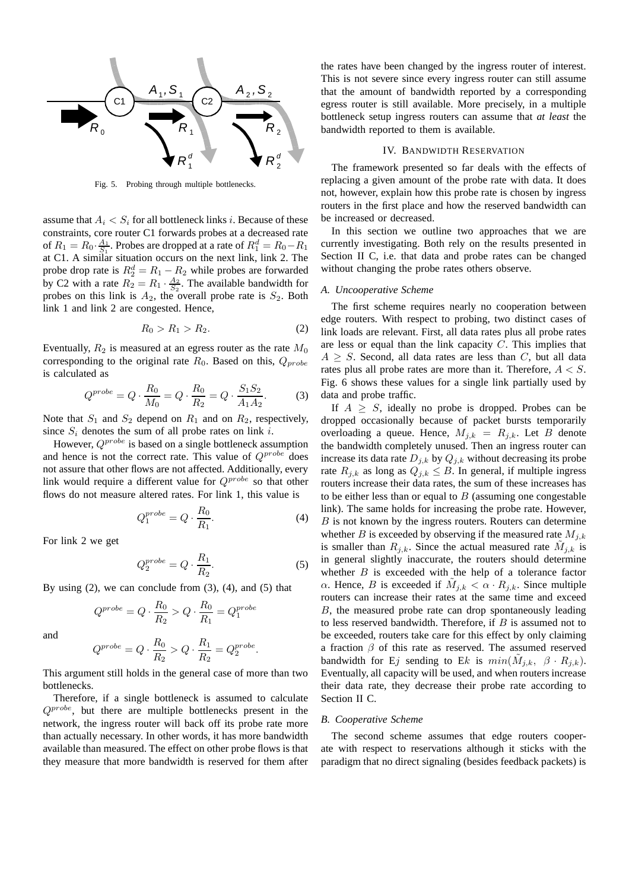Fig. 5. Probing through multiple bottlenecks.

assume that $A_i < S_i$ for all bottleneck links $i$. Because of these constraints, core router C1 forwards probes at a decreased rate of $R_1 = R_0 \cdot \frac{A_1}{S_1}$. Probes are dropped at a rate of $R_1^d = R_0 - R_1$ at C1. A similar situation occurs on the next link, link 2. The probe drop rate is $R_2^d = R_1 - R_2$ while probes are forwarded by C2 with a rate $R_2 = R_1 \cdot \frac{A_2}{S_2}$. The available bandwidth for probes on this link is $A_2$, the overall probe rate is $S_2$. Both link 1 and link 2 are congested. Hence,

$$R_0 > R_1 > R_2. \tag{2}$$

Eventually, $R_2$ is measured at an egress router as the rate $M_0$ corresponding to the original rate $R_0$. Based on this, $Q_{probe}$ is calculated as

$$Q^{probe} = Q \cdot \frac{R_0}{M_0} = Q \cdot \frac{R_0}{R_2} = Q \cdot \frac{S_1 S_2}{A_1 A_2}. \tag{3}$$

Note that $S_1$ and $S_2$ depend on $R_1$ and on $R_2$, respectively, since $S_i$ denotes the sum of all probe rates on link $i$.

However, $Q^{probe}$ is based on a single bottleneck assumption and hence is not the correct rate. This value of $Q^{probe}$ does not assure that other flows are not affected. Additionally, every link would require a different value for $Q^{probe}$ so that other flows do not measure altered rates. For link 1, this value is

$$Q_1^{probe} = Q \cdot \frac{R_0}{R_1}. \tag{4}$$

For link 2 we get

$$Q_2^{probe} = Q \cdot \frac{R_1}{R_2}. \tag{5}$$

By using (2), we can conclude from (3), (4), and (5) that

$$Q^{probe} = Q \cdot \frac{R_0}{R_2} > Q \cdot \frac{R_0}{R_1} = Q_1^{probe}$$

and

$$Q^{probe} = Q \cdot \frac{R_0}{R_2} > Q \cdot \frac{R_1}{R_2} = Q_2^{probe}.$$

This argument still holds in the general case of more than two bottlenecks.

Therefore, if a single bottleneck is assumed to calculate $Q^{probe}$, but there are multiple bottlenecks present in the network, the ingress router will back off its probe rate more than actually necessary. In other words, it has more bandwidth available than measured. The effect on other probe flows is that they measure that more bandwidth is reserved for them after the rates have been changed by the ingress router of interest. This is not severe since every ingress router can still assume that the amount of bandwidth reported by a corresponding egress router is still available. More precisely, in a multiple bottleneck setup ingress routers can assume that *at least* the bandwidth reported to them is available.

## IV. Bandwidth Reservation

The framework presented so far deals with the effects of replacing a given amount of the probe rate with data. It does not, however, explain how this probe rate is chosen by ingress routers in the first place and how the reserved bandwidth can be increased or decreased.

In this section we outline two approaches that we are currently investigating. Both rely on the results presented in Section II C, i.e. that data and probe rates can be changed without changing the probe rates others observe.

### A. Uncooperative Scheme

The first scheme requires nearly no cooperation between edge routers. With respect to probing, two distinct cases of link loads are relevant. First, all data rates plus all probe rates are less or equal than the link capacity $C$. This implies that $A \geq S$. Second, all data rates are less than $C$, but all data rates plus all probe rates are more than it. Therefore, $A < S$. Fig. 6 shows these values for a single link partially used by data and probe traffic.

If $A \geq S$, ideally no probe is dropped. Probes can be dropped occasionally because of packet bursts temporarily overloading a queue. Hence, $M_{j,k} = R_{j,k}$. Let $B$ denote the bandwidth completely unused. Then an ingress router can increase its data rate $D_{j,k}$ by $Q_{j,k}$ without decreasing its probe rate $R_{j,k}$ as long as $Q_{j,k} \leq B$. In general, if multiple ingress routers increase their data rates, the sum of these increases has to be either less than or equal to $B$ (assuming one congestable link). The same holds for increasing the probe rate. However, $B$ is not known by the ingress routers. Routers can determine whether $B$ is exceeded by observing if the measured rate $M_{j,k}$ is smaller than $R_{j,k}$. Since the actual measured rate $\tilde{M}_{j,k}$ is in general slightly inaccurate, the routers should determine whether $B$ is exceeded with the help of a tolerance factor $\alpha$. Hence, $B$ is exceeded if $\tilde{M}_{j,k} < \alpha \cdot R_{j,k}$. Since multiple routers can increase their rates at the same time and exceed $B$, the measured probe rate can drop spontaneously leading to less reserved bandwidth. Therefore, if $B$ is assumed not to be exceeded, routers take care for this effect by only claiming a fraction $\beta$ of this rate as reserved. The assumed reserved bandwidth for E$j$ sending to E$k$ is $min(\tilde{M}_{j,k},\ \beta \cdot R_{j,k})$. Eventually, all capacity will be used, and when routers increase their data rate, they decrease their probe rate according to Section II C.

### B. Cooperative Scheme

The second scheme assumes that edge routers cooperate with respect to reservations although it sticks with the paradigm that no direct signaling (besides feedback packets) is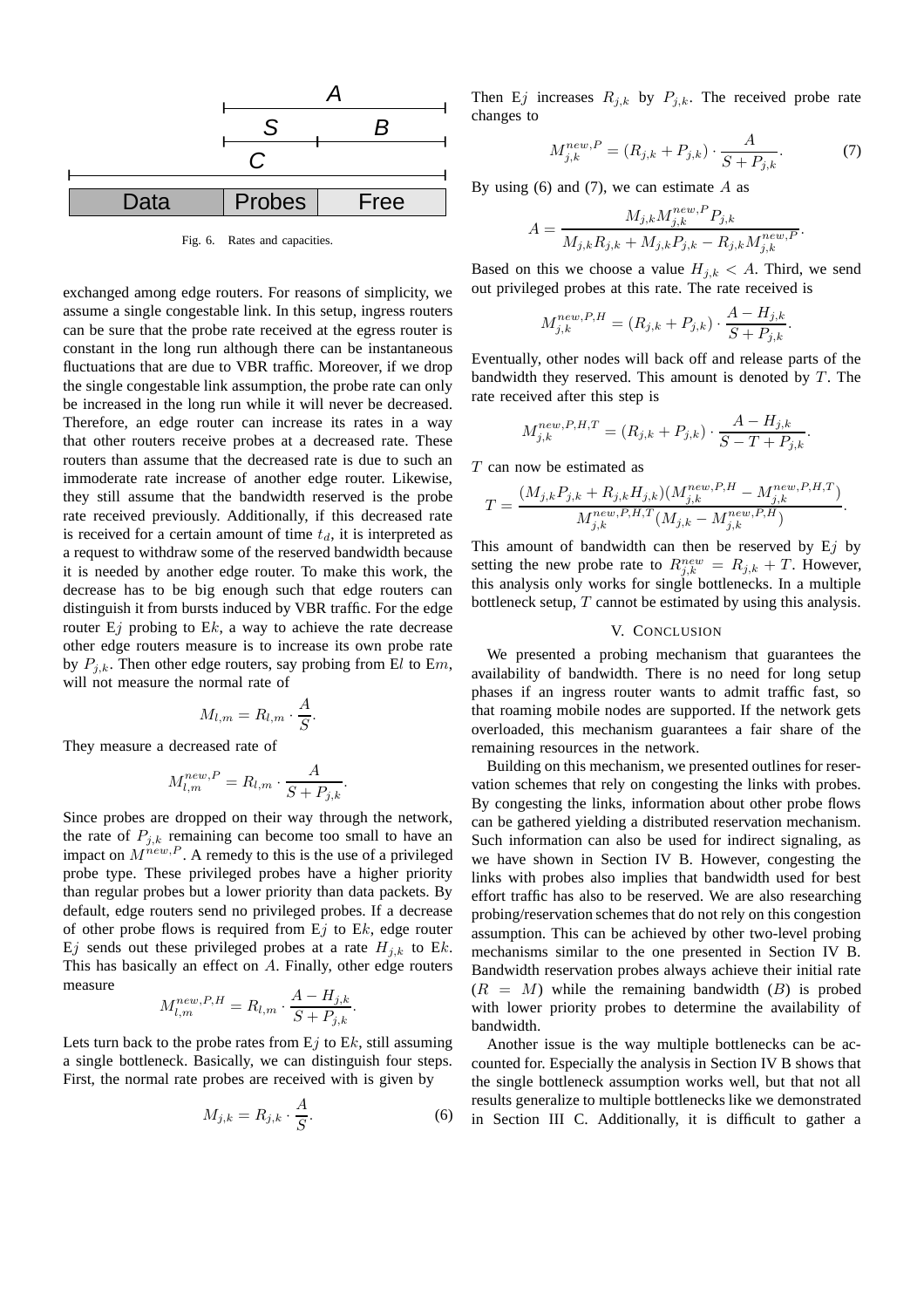Fig. 6. Rates and capacities.

exchanged among edge routers. For reasons of simplicity, we assume a single congestable link. In this setup, ingress routers can be sure that the probe rate received at the egress router is constant in the long run although there can be instantaneous fluctuations that are due to VBR traffic. Moreover, if we drop the single congestable link assumption, the probe rate can only be increased in the long run while it will never be decreased. Therefore, an edge router can increase its rates in a way that other routers receive probes at a decreased rate. These routers than assume that the decreased rate is due to such an immoderate rate increase of another edge router. Likewise, they still assume that the bandwidth reserved is the probe rate received previously. Additionally, if this decreased rate is received for a certain amount of time $t_d$, it is interpreted as a request to withdraw some of the reserved bandwidth because it is needed by another edge router. To make this work, the decrease has to be big enough such that edge routers can distinguish it from bursts induced by VBR traffic. For the edge router E$j$ probing to E$k$, a way to achieve the rate decrease other edge routers measure is to increase its own probe rate by $P_{j,k}$. Then other edge routers, say probing from E$l$ to E$m$, will not measure the normal rate of

$$M_{l,m} = R_{l,m} \cdot \frac{A}{S}.$$

They measure a decreased rate of

$$M_{l,m}^{new,P} = R_{l,m} \cdot \frac{A}{S + P_{j,k}}.$$

Since probes are dropped on their way through the network, the rate of $P_{j,k}$ remaining can become too small to have an impact on $M^{new,P}$. A remedy to this is the use of a privileged probe type. These privileged probes have a higher priority than regular probes but a lower priority than data packets. By default, edge routers send no privileged probes. If a decrease of other probe flows is required from E$j$ to E$k$, edge router E$j$ sends out these privileged probes at a rate $H_{j,k}$ to E$k$. This has basically an effect on $A$. Finally, other edge routers measure

$$M_{l,m}^{new,P,H} = R_{l,m} \cdot \frac{A - H_{j,k}}{S + P_{j,k}}.$$

Lets turn back to the probe rates from E$j$ to E$k$, still assuming a single bottleneck. Basically, we can distinguish four steps. First, the normal rate probes are received with is given by

$$M_{j,k} = R_{j,k} \cdot \frac{A}{S}. \tag{6}$$

Then E$j$ increases $R_{j,k}$ by $P_{j,k}$. The received probe rate changes to

$$M_{j,k}^{new,P} = (R_{j,k} + P_{j,k}) \cdot \frac{A}{S + P_{j,k}}. \tag{7}$$

By using (6) and (7), we can estimate $A$ as

$$A = \frac{M_{j,k} M_{j,k}^{new,P} P_{j,k}}{M_{j,k} R_{j,k} + M_{j,k} P_{j,k} - R_{j,k} M_{j,k}^{new,P}}.$$

Based on this we choose a value $H_{j,k} < A$. Third, we send out privileged probes at this rate. The rate received is

$$M_{j,k}^{new,P,H} = (R_{j,k} + P_{j,k}) \cdot \frac{A - H_{j,k}}{S + P_{j,k}}.$$

Eventually, other nodes will back off and release parts of the bandwidth they reserved. This amount is denoted by $T$. The rate received after this step is

$$M_{j,k}^{new,P,H,T} = (R_{j,k} + P_{j,k}) \cdot \frac{A - H_{j,k}}{S - T + P_{j,k}}.$$

$T$ can now be estimated as

$$T = \frac{(M_{j,k} P_{j,k} + R_{j,k} H_{j,k})(M_{j,k}^{new,P,H} - M_{j,k}^{new,P,H,T})}{M_{j,k}^{new,P,H,T}(M_{j,k} - M_{j,k}^{new,P,H})}.$$

This amount of bandwidth can then be reserved by E$j$ by setting the new probe rate to $R_{j,k}^{new} = R_{j,k} + T$. However, this analysis only works for single bottlenecks. In a multiple bottleneck setup, $T$ cannot be estimated by using this analysis.

## V. Conclusion

We presented a probing mechanism that guarantees the availability of bandwidth. There is no need for long setup phases if an ingress router wants to admit traffic fast, so that roaming mobile nodes are supported. If the network gets overloaded, this mechanism guarantees a fair share of the remaining resources in the network.

Building on this mechanism, we presented outlines for reservation schemes that rely on congesting the links with probes. By congesting the links, information about other probe flows can be gathered yielding a distributed reservation mechanism. Such information can also be used for indirect signaling, as we have shown in Section IV B. However, congesting the links with probes also implies that bandwidth used for best effort traffic has also to be reserved. We are also researching probing/reservation schemes that do not rely on this congestion assumption. This can be achieved by other two-level probing mechanisms similar to the one presented in Section IV B. Bandwidth reservation probes always achieve their initial rate ($R = M$) while the remaining bandwidth ($B$) is probed with lower priority probes to determine the availability of bandwidth.

Another issue is the way multiple bottlenecks can be accounted for. Especially the analysis in Section IV B shows that the single bottleneck assumption works well, but that not all results generalize to multiple bottlenecks like we demonstrated in Section III C. Additionally, it is difficult to gather a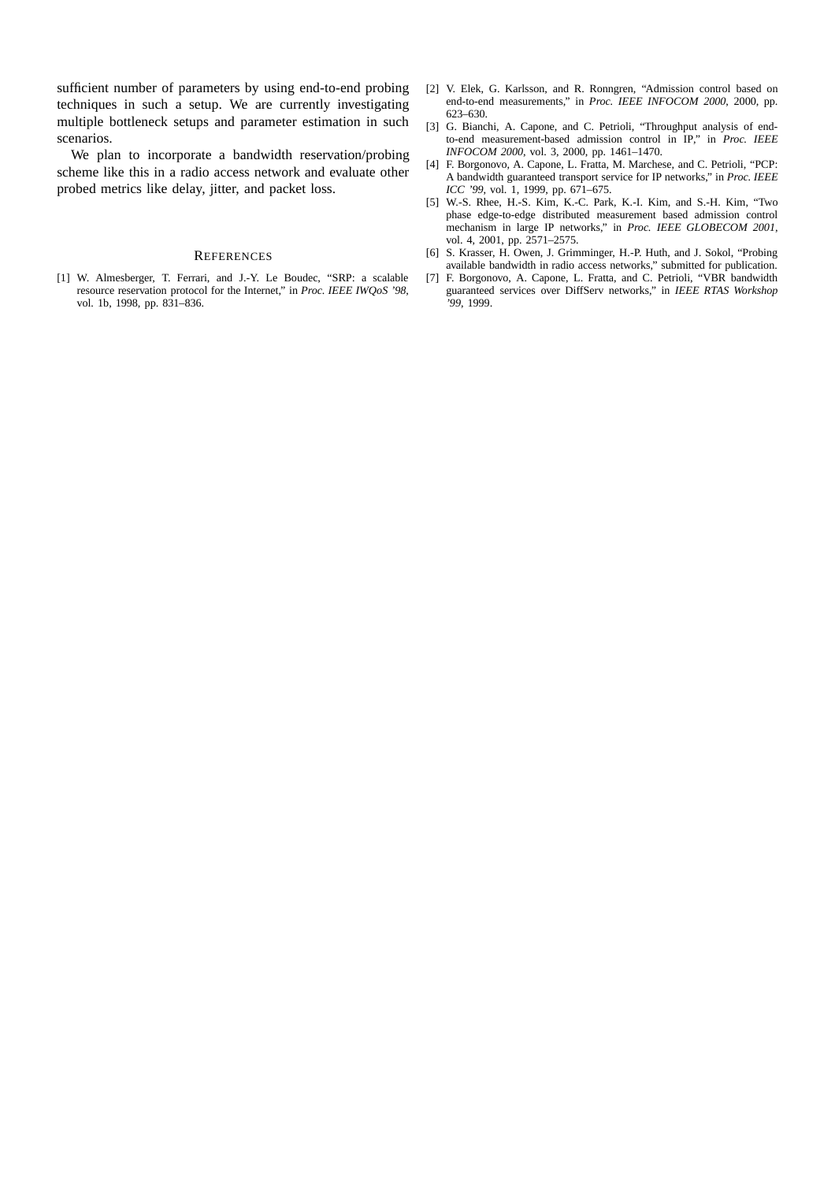sufficient number of parameters by using end-to-end probing techniques in such a setup. We are currently investigating multiple bottleneck setups and parameter estimation in such scenarios.

We plan to incorporate a bandwidth reservation/probing scheme like this in a radio access network and evaluate other probed metrics like delay, jitter, and packet loss.

## REFERENCES

[1] W. Almesberger, T. Ferrari, and J.-Y. Le Boudec, "SRP: a scalable resource reservation protocol for the Internet," in *Proc. IEEE IWQoS '98*, vol. 1b, 1998, pp. 831–836.

[2] V. Elek, G. Karlsson, and R. Ronngren, "Admission control based on end-to-end measurements," in *Proc. IEEE INFOCOM 2000*, 2000, pp. 623–630.

[3] G. Bianchi, A. Capone, and C. Petrioli, "Throughput analysis of end-to-end measurement-based admission control in IP," in *Proc. IEEE INFOCOM 2000*, vol. 3, 2000, pp. 1461–1470.

[4] F. Borgonovo, A. Capone, L. Fratta, M. Marchese, and C. Petrioli, "PCP: A bandwidth guaranteed transport service for IP networks," in *Proc. IEEE ICC '99*, vol. 1, 1999, pp. 671–675.

[5] W.-S. Rhee, H.-S. Kim, K.-C. Park, K.-I. Kim, and S.-H. Kim, "Two phase edge-to-edge distributed measurement based admission control mechanism in large IP networks," in *Proc. IEEE GLOBECOM 2001*, vol. 4, 2001, pp. 2571–2575.

[6] S. Krasser, H. Owen, J. Grimminger, H.-P. Huth, and J. Sokol, "Probing available bandwidth in radio access networks," submitted for publication.

[7] F. Borgonovo, A. Capone, L. Fratta, and C. Petrioli, "VBR bandwidth guaranteed services over DiffServ networks," in *IEEE RTAS Workshop '99*, 1999.